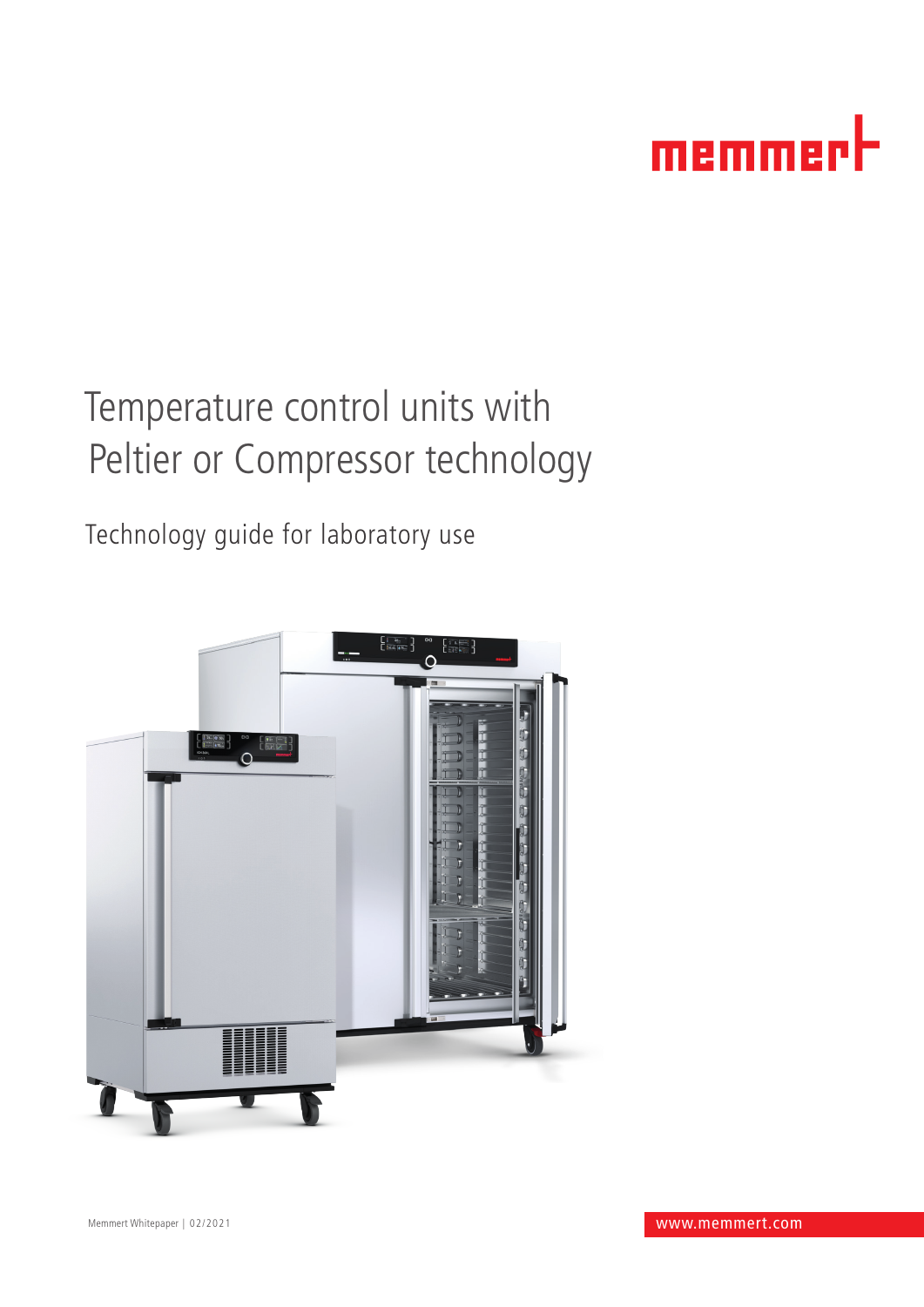memmert

# Temperature control units with Peltier or Compressor technology

## Technology guide for laboratory use

Memmert Whitepaper | 02/2021

www.memmert.com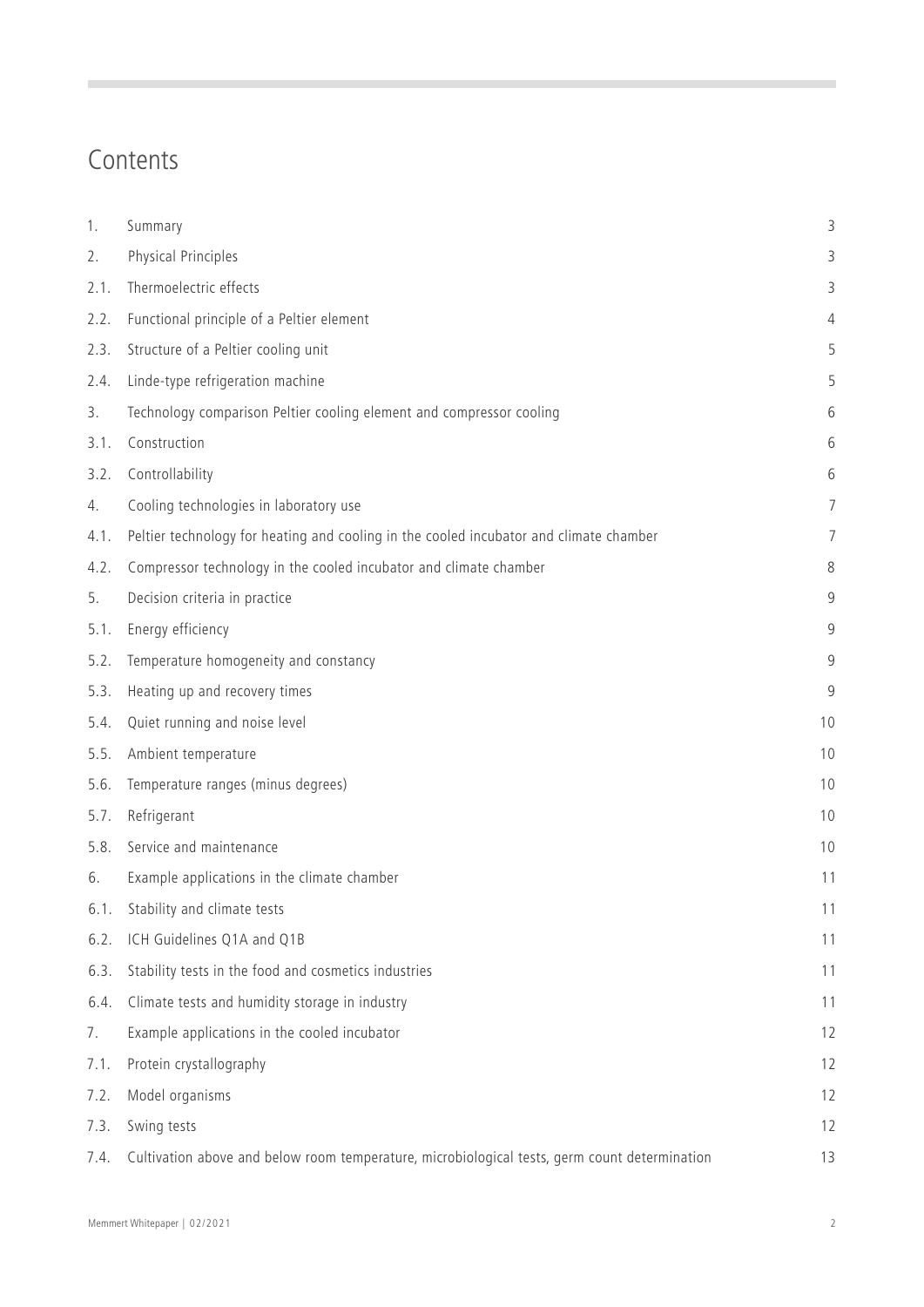# Contents

| | | |
|---|---|---|
| 1. | Summary | 3 |
| 2. | Physical Principles | 3 |
| 2.1. | Thermoelectric effects | 3 |
| 2.2. | Functional principle of a Peltier element | 4 |
| 2.3. | Structure of a Peltier cooling unit | 5 |
| 2.4. | Linde-type refrigeration machine | 5 |
| 3. | Technology comparison Peltier cooling element and compressor cooling | 6 |
| 3.1. | Construction | 6 |
| 3.2. | Controllability | 6 |
| 4. | Cooling technologies in laboratory use | 7 |
| 4.1. | Peltier technology for heating and cooling in the cooled incubator and climate chamber | 7 |
| 4.2. | Compressor technology in the cooled incubator and climate chamber | 8 |
| 5. | Decision criteria in practice | 9 |
| 5.1. | Energy efficiency | 9 |
| 5.2. | Temperature homogeneity and constancy | 9 |
| 5.3. | Heating up and recovery times | 9 |
| 5.4. | Quiet running and noise level | 10 |
| 5.5. | Ambient temperature | 10 |
| 5.6. | Temperature ranges (minus degrees) | 10 |
| 5.7. | Refrigerant | 10 |
| 5.8. | Service and maintenance | 10 |
| 6. | Example applications in the climate chamber | 11 |
| 6.1. | Stability and climate tests | 11 |
| 6.2. | ICH Guidelines Q1A and Q1B | 11 |
| 6.3. | Stability tests in the food and cosmetics industries | 11 |
| 6.4. | Climate tests and humidity storage in industry | 11 |
| 7. | Example applications in the cooled incubator | 12 |
| 7.1. | Protein crystallography | 12 |
| 7.2. | Model organisms | 12 |
| 7.3. | Swing tests | 12 |
| 7.4. | Cultivation above and below room temperature, microbiological tests, germ count determination | 13 |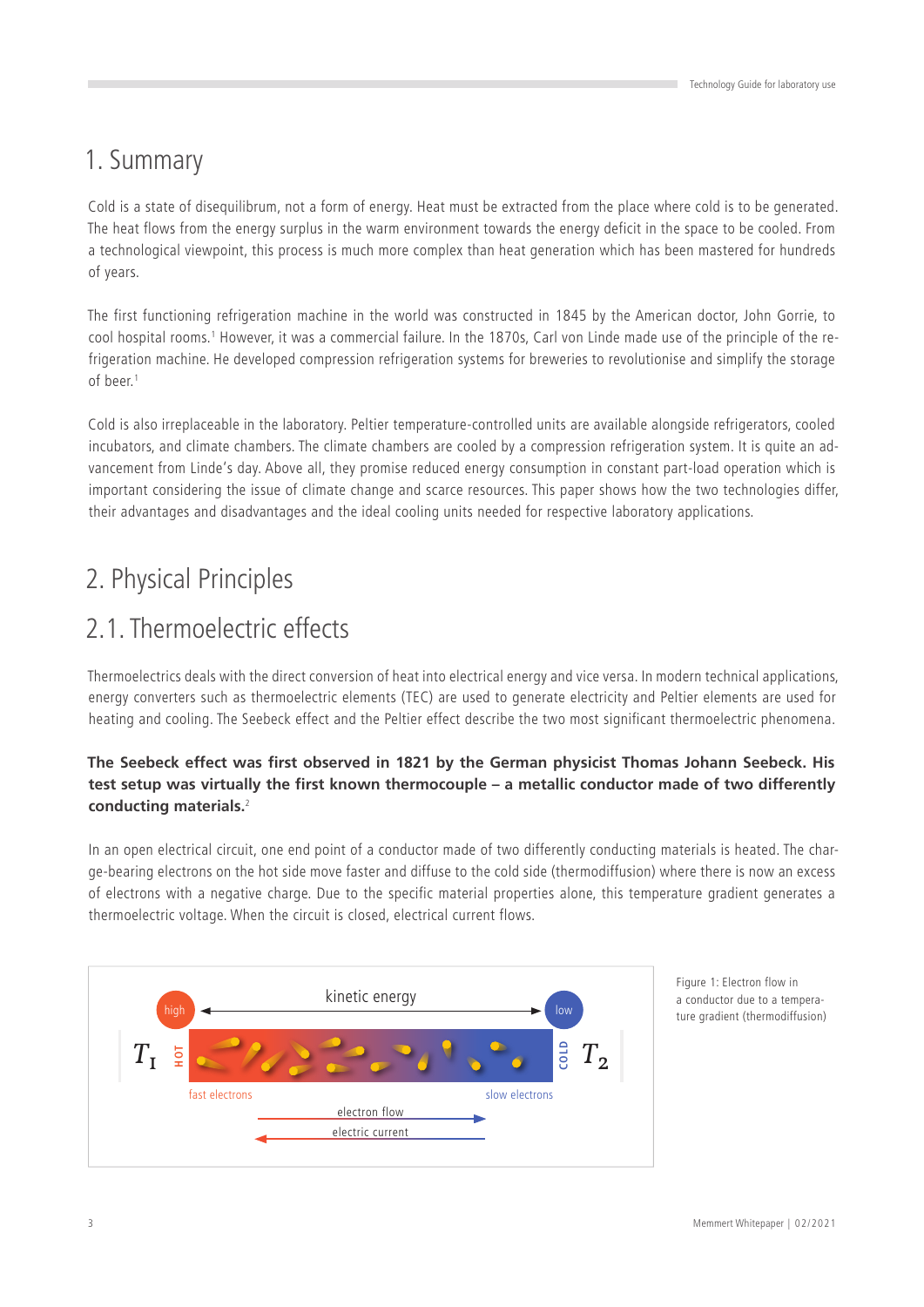# 1. Summary

Cold is a state of disequilibrum, not a form of energy. Heat must be extracted from the place where cold is to be generated. The heat flows from the energy surplus in the warm environment towards the energy deficit in the space to be cooled. From a technological viewpoint, this process is much more complex than heat generation which has been mastered for hundreds of years.

The first functioning refrigeration machine in the world was constructed in 1845 by the American doctor, John Gorrie, to cool hospital rooms.[1] However, it was a commercial failure. In the 1870s, Carl von Linde made use of the principle of the refrigeration machine. He developed compression refrigeration systems for breweries to revolutionise and simplify the storage of beer.[1]

Cold is also irreplaceable in the laboratory. Peltier temperature-controlled units are available alongside refrigerators, cooled incubators, and climate chambers. The climate chambers are cooled by a compression refrigeration system. It is quite an advancement from Linde's day. Above all, they promise reduced energy consumption in constant part-load operation which is important considering the issue of climate change and scarce resources. This paper shows how the two technologies differ, their advantages and disadvantages and the ideal cooling units needed for respective laboratory applications.

# 2. Physical Principles

## 2.1. Thermoelectric effects

Thermoelectrics deals with the direct conversion of heat into electrical energy and vice versa. In modern technical applications, energy converters such as thermoelectric elements (TEC) are used to generate electricity and Peltier elements are used for heating and cooling. The Seebeck effect and the Peltier effect describe the two most significant thermoelectric phenomena.

**The Seebeck effect was first observed in 1821 by the German physicist Thomas Johann Seebeck. His test setup was virtually the first known thermocouple – a metallic conductor made of two differently conducting materials.**[2]

In an open electrical circuit, one end point of a conductor made of two differently conducting materials is heated. The charge-bearing electrons on the hot side move faster and diffuse to the cold side (thermodiffusion) where there is now an excess of electrons with a negative charge. Due to the specific material properties alone, this temperature gradient generates a thermoelectric voltage. When the circuit is closed, electrical current flows.

high — kinetic energy — low

$T_1$ HOT — COLD $T_2$

fast electrons — slow electrons

electron flow →

← electric current

Figure 1: Electron flow in a conductor due to a temperature gradient (thermodiffusion)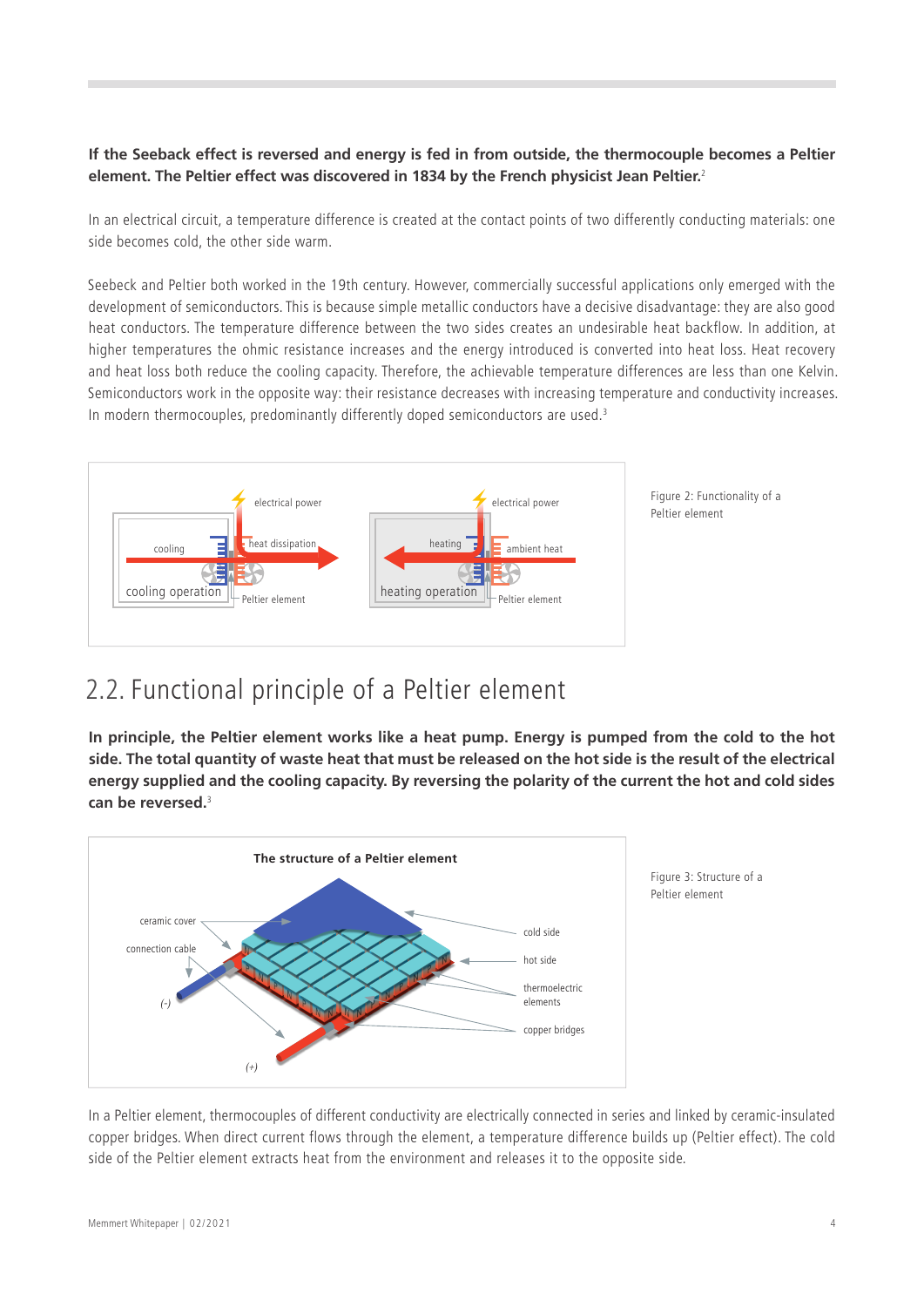**If the Seeback effect is reversed and energy is fed in from outside, the thermocouple becomes a Peltier element. The Peltier effect was discovered in 1834 by the French physicist Jean Peltier.**[2]

In an electrical circuit, a temperature difference is created at the contact points of two differently conducting materials: one side becomes cold, the other side warm.

Seebeck and Peltier both worked in the 19th century. However, commercially successful applications only emerged with the development of semiconductors. This is because simple metallic conductors have a decisive disadvantage: they are also good heat conductors. The temperature difference between the two sides creates an undesirable heat backflow. In addition, at higher temperatures the ohmic resistance increases and the energy introduced is converted into heat loss. Heat recovery and heat loss both reduce the cooling capacity. Therefore, the achievable temperature differences are less than one Kelvin. Semiconductors work in the opposite way: their resistance decreases with increasing temperature and conductivity increases. In modern thermocouples, predominantly differently doped semiconductors are used.[3]

Figure 2: Functionality of a Peltier element

## 2.2. Functional principle of a Peltier element

**In principle, the Peltier element works like a heat pump. Energy is pumped from the cold to the hot side. The total quantity of waste heat that must be released on the hot side is the result of the electrical energy supplied and the cooling capacity. By reversing the polarity of the current the hot and cold sides can be reversed.**[3]

Figure 3: Structure of a Peltier element

In a Peltier element, thermocouples of different conductivity are electrically connected in series and linked by ceramic-insulated copper bridges. When direct current flows through the element, a temperature difference builds up (Peltier effect). The cold side of the Peltier element extracts heat from the environment and releases it to the opposite side.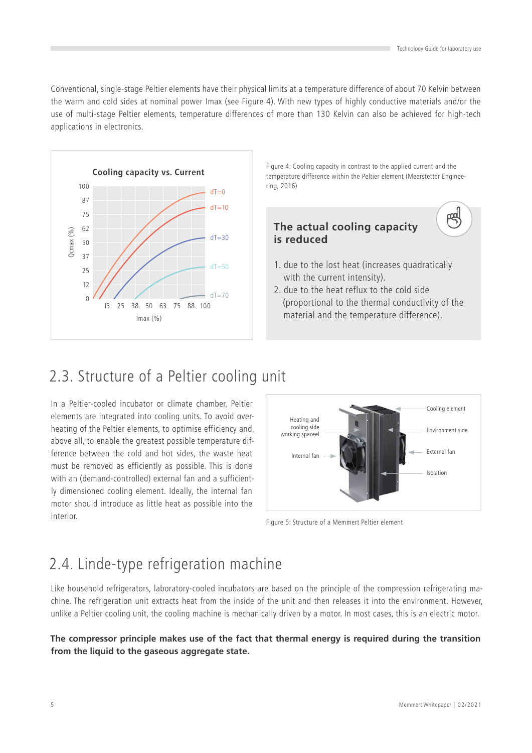Conventional, single-stage Peltier elements have their physical limits at a temperature difference of about 70 Kelvin between the warm and cold sides at nominal power Imax (see Figure 4). With new types of highly conductive materials and/or the use of multi-stage Peltier elements, temperature differences of more than 130 Kelvin can also be achieved for high-tech applications in electronics.

Figure 4: Cooling capacity in contrast to the applied current and the temperature difference within the Peltier element (Meerstetter Engineering, 2016)

### The actual cooling capacity is reduced

1. due to the lost heat (increases quadratically with the current intensity).
2. due to the heat reflux to the cold side (proportional to the thermal conductivity of the material and the temperature difference).

## 2.3. Structure of a Peltier cooling unit

In a Peltier-cooled incubator or climate chamber, Peltier elements are integrated into cooling units. To avoid overheating of the Peltier elements, to optimise efficiency and, above all, to enable the greatest possible temperature difference between the cold and hot sides, the waste heat must be removed as efficiently as possible. This is done with an (demand-controlled) external fan and a sufficiently dimensioned cooling element. Ideally, the internal fan motor should introduce as little heat as possible into the interior.

Figure 5: Structure of a Memmert Peltier element

## 2.4. Linde-type refrigeration machine

Like household refrigerators, laboratory-cooled incubators are based on the principle of the compression refrigerating machine. The refrigeration unit extracts heat from the inside of the unit and then releases it into the environment. However, unlike a Peltier cooling unit, the cooling machine is mechanically driven by a motor. In most cases, this is an electric motor.

**The compressor principle makes use of the fact that thermal energy is required during the transition from the liquid to the gaseous aggregate state.**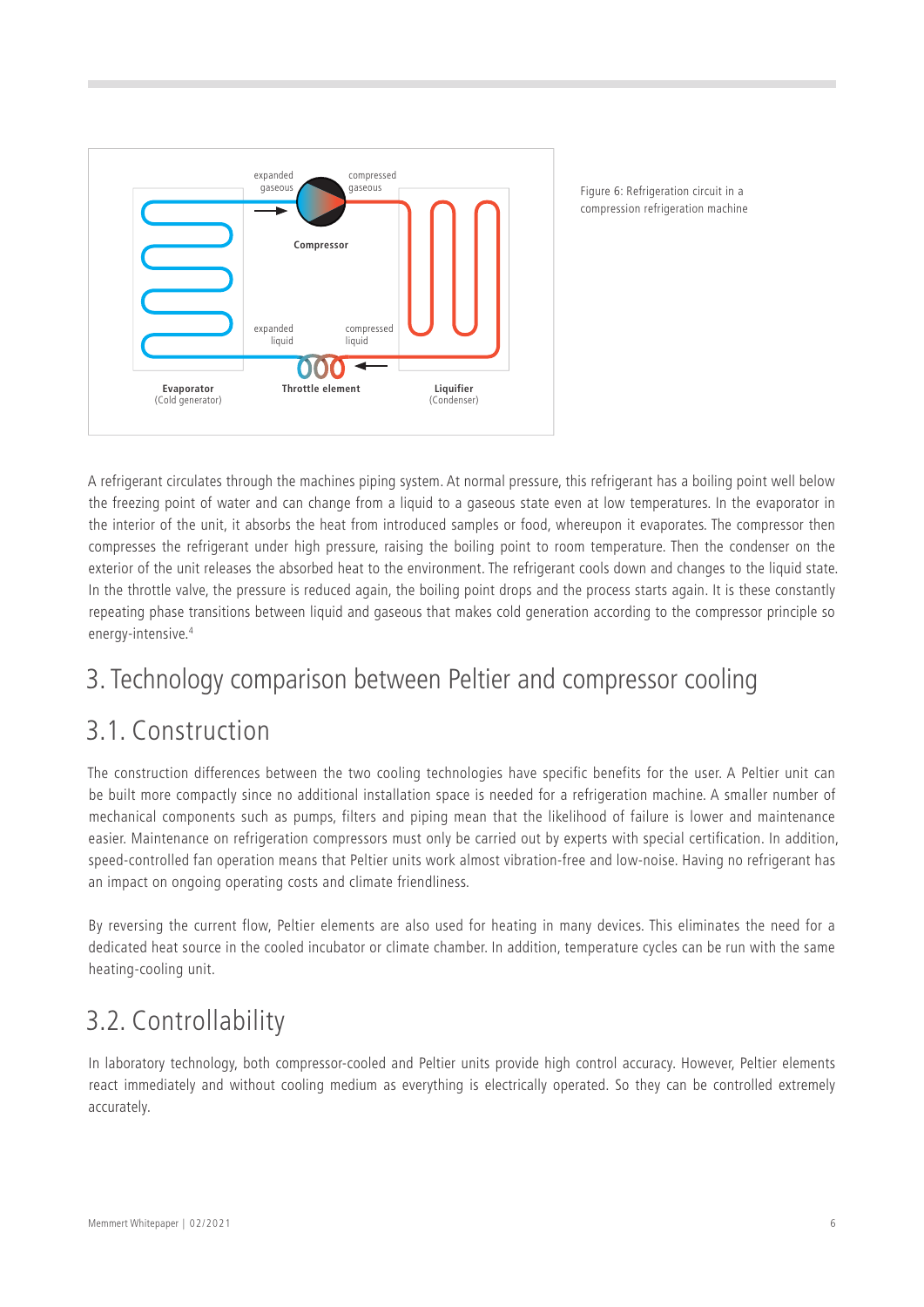Figure 6: Refrigeration circuit in a compression refrigeration machine

A refrigerant circulates through the machines piping system. At normal pressure, this refrigerant has a boiling point well below the freezing point of water and can change from a liquid to a gaseous state even at low temperatures. In the evaporator in the interior of the unit, it absorbs the heat from introduced samples or food, whereupon it evaporates. The compressor then compresses the refrigerant under high pressure, raising the boiling point to room temperature. Then the condenser on the exterior of the unit releases the absorbed heat to the environment. The refrigerant cools down and changes to the liquid state. In the throttle valve, the pressure is reduced again, the boiling point drops and the process starts again. It is these constantly repeating phase transitions between liquid and gaseous that makes cold generation according to the compressor principle so energy-intensive.[4]

# 3. Technology comparison between Peltier and compressor cooling

## 3.1. Construction

The construction differences between the two cooling technologies have specific benefits for the user. A Peltier unit can be built more compactly since no additional installation space is needed for a refrigeration machine. A smaller number of mechanical components such as pumps, filters and piping mean that the likelihood of failure is lower and maintenance easier. Maintenance on refrigeration compressors must only be carried out by experts with special certification. In addition, speed-controlled fan operation means that Peltier units work almost vibration-free and low-noise. Having no refrigerant has an impact on ongoing operating costs and climate friendliness.

By reversing the current flow, Peltier elements are also used for heating in many devices. This eliminates the need for a dedicated heat source in the cooled incubator or climate chamber. In addition, temperature cycles can be run with the same heating-cooling unit.

## 3.2. Controllability

In laboratory technology, both compressor-cooled and Peltier units provide high control accuracy. However, Peltier elements react immediately and without cooling medium as everything is electrically operated. So they can be controlled extremely accurately.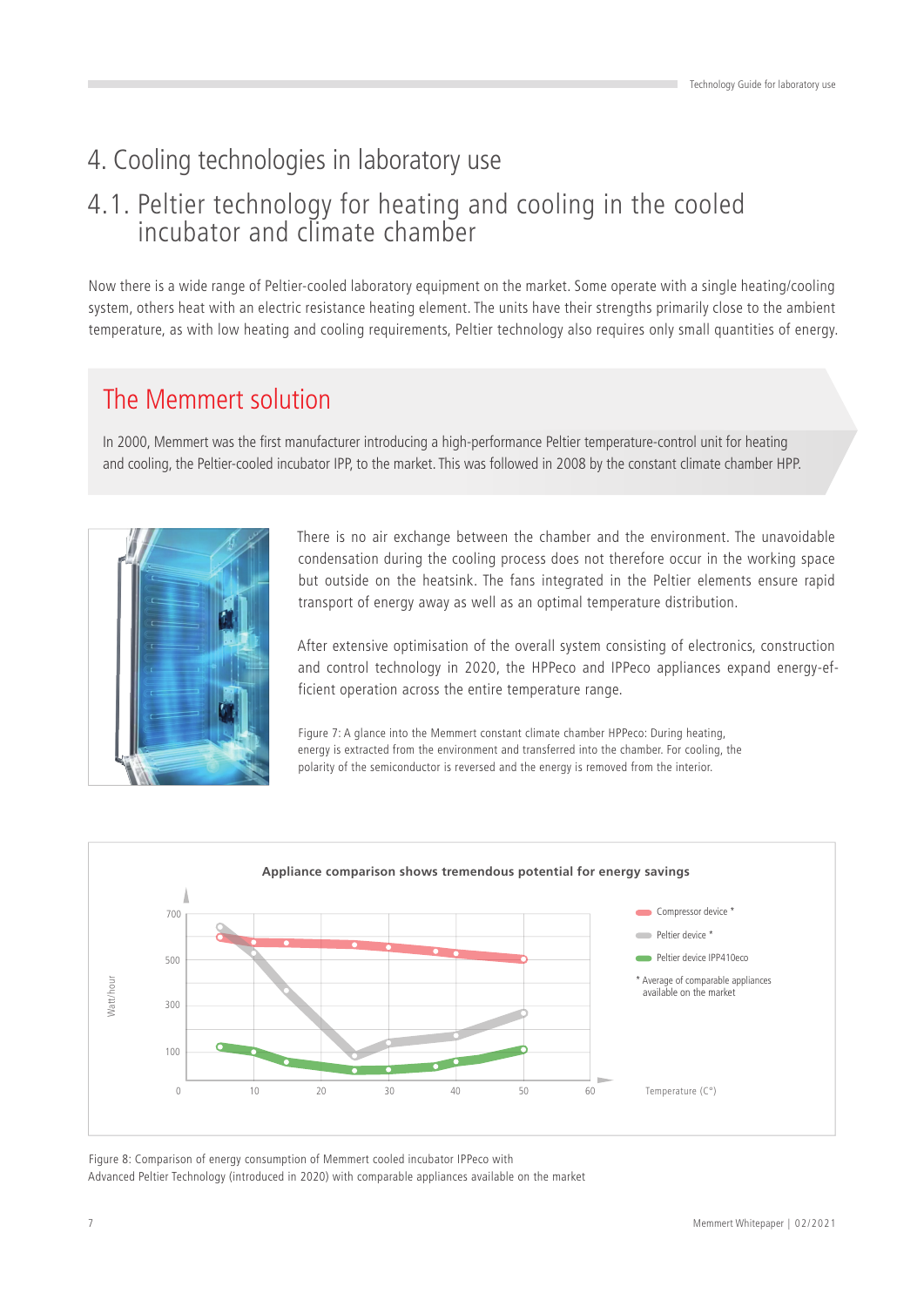# 4. Cooling technologies in laboratory use

## 4.1. Peltier technology for heating and cooling in the cooled incubator and climate chamber

Now there is a wide range of Peltier-cooled laboratory equipment on the market. Some operate with a single heating/cooling system, others heat with an electric resistance heating element. The units have their strengths primarily close to the ambient temperature, as with low heating and cooling requirements, Peltier technology also requires only small quantities of energy.

### The Memmert solution

In 2000, Memmert was the first manufacturer introducing a high-performance Peltier temperature-control unit for heating and cooling, the Peltier-cooled incubator IPP, to the market. This was followed in 2008 by the constant climate chamber HPP.

There is no air exchange between the chamber and the environment. The unavoidable condensation during the cooling process does not therefore occur in the working space but outside on the heatsink. The fans integrated in the Peltier elements ensure rapid transport of energy away as well as an optimal temperature distribution.

After extensive optimisation of the overall system consisting of electronics, construction and control technology in 2020, the HPPeco and IPPeco appliances expand energy-efficient operation across the entire temperature range.

Figure 7: A glance into the Memmert constant climate chamber HPPeco: During heating, energy is extracted from the environment and transferred into the chamber. For cooling, the polarity of the semiconductor is reversed and the energy is removed from the interior.

**Appliance comparison shows tremendous potential for energy savings**

- Compressor device *
- Peltier device *
- Peltier device IPP410eco

\* Average of comparable appliances available on the market

Figure 8: Comparison of energy consumption of Memmert cooled incubator IPPeco with Advanced Peltier Technology (introduced in 2020) with comparable appliances available on the market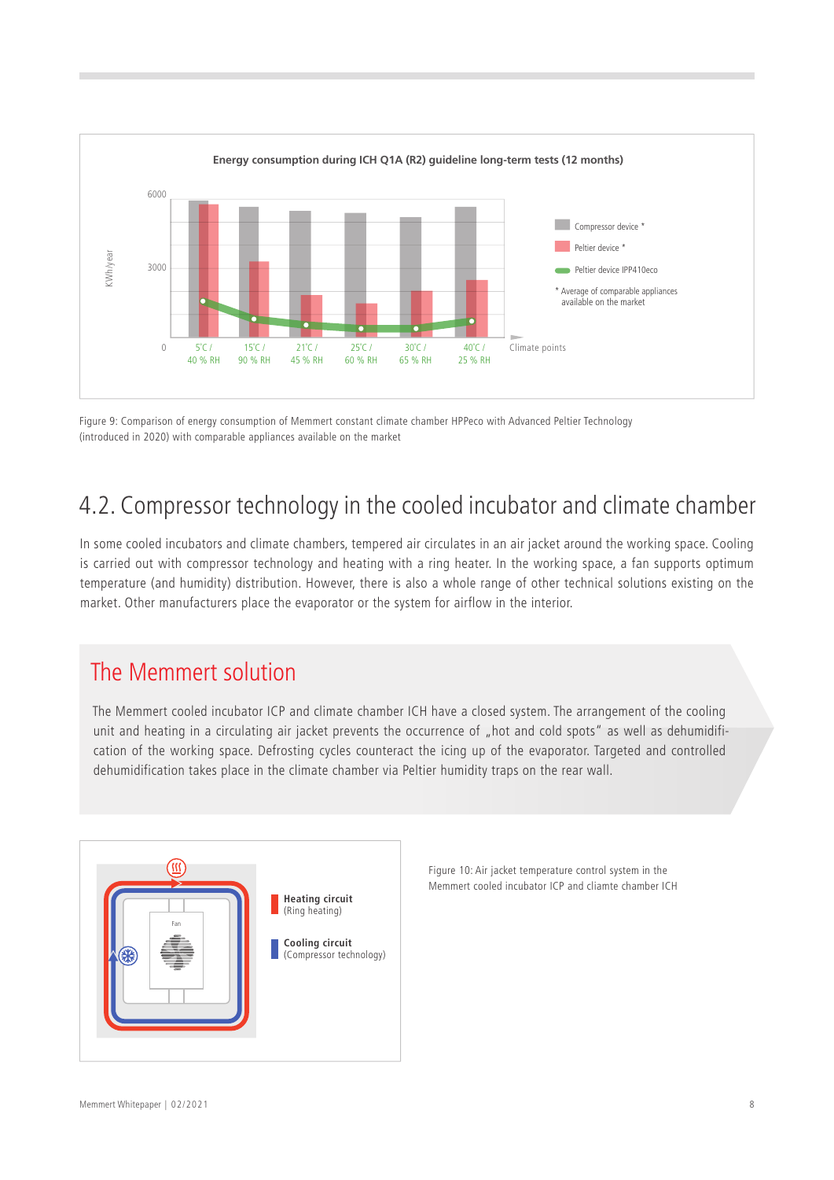**Energy consumption during ICH Q1A (R2) guideline long-term tests (12 months)**

Figure 9: Comparison of energy consumption of Memmert constant climate chamber HPPeco with Advanced Peltier Technology (introduced in 2020) with comparable appliances available on the market

## 4.2. Compressor technology in the cooled incubator and climate chamber

In some cooled incubators and climate chambers, tempered air circulates in an air jacket around the working space. Cooling is carried out with compressor technology and heating with a ring heater. In the working space, a fan supports optimum temperature (and humidity) distribution. However, there is also a whole range of other technical solutions existing on the market. Other manufacturers place the evaporator or the system for airflow in the interior.

### The Memmert solution

The Memmert cooled incubator ICP and climate chamber ICH have a closed system. The arrangement of the cooling unit and heating in a circulating air jacket prevents the occurrence of „hot and cold spots" as well as dehumidification of the working space. Defrosting cycles counteract the icing up of the evaporator. Targeted and controlled dehumidification takes place in the climate chamber via Peltier humidity traps on the rear wall.

Figure 10: Air jacket temperature control system in the Memmert cooled incubator ICP and cliamte chamber ICH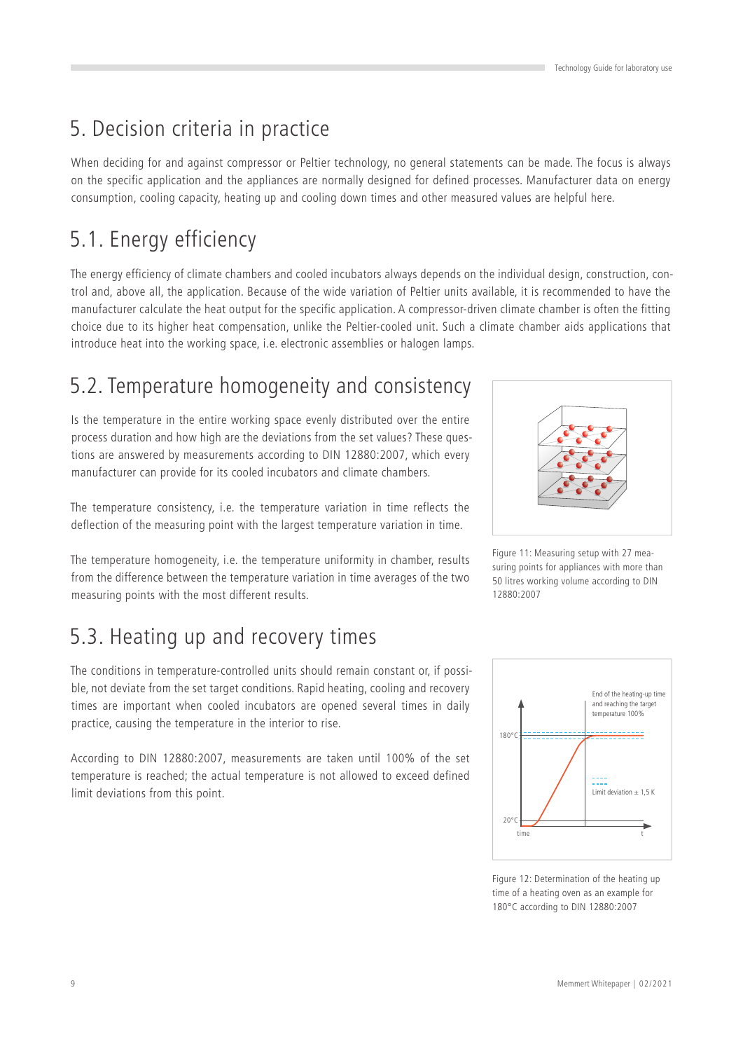# 5. Decision criteria in practice

When deciding for and against compressor or Peltier technology, no general statements can be made. The focus is always on the specific application and the appliances are normally designed for defined processes. Manufacturer data on energy consumption, cooling capacity, heating up and cooling down times and other measured values are helpful here.

## 5.1. Energy efficiency

The energy efficiency of climate chambers and cooled incubators always depends on the individual design, construction, control and, above all, the application. Because of the wide variation of Peltier units available, it is recommended to have the manufacturer calculate the heat output for the specific application. A compressor-driven climate chamber is often the fitting choice due to its higher heat compensation, unlike the Peltier-cooled unit. Such a climate chamber aids applications that introduce heat into the working space, i.e. electronic assemblies or halogen lamps.

## 5.2. Temperature homogeneity and consistency

Is the temperature in the entire working space evenly distributed over the entire process duration and how high are the deviations from the set values? These questions are answered by measurements according to DIN 12880:2007, which every manufacturer can provide for its cooled incubators and climate chambers.

The temperature consistency, i.e. the temperature variation in time reflects the deflection of the measuring point with the largest temperature variation in time.

The temperature homogeneity, i.e. the temperature uniformity in chamber, results from the difference between the temperature variation in time averages of the two measuring points with the most different results.

Figure 11: Measuring setup with 27 measuring points for appliances with more than 50 litres working volume according to DIN 12880:2007

## 5.3. Heating up and recovery times

The conditions in temperature-controlled units should remain constant or, if possible, not deviate from the set target conditions. Rapid heating, cooling and recovery times are important when cooled incubators are opened several times in daily practice, causing the temperature in the interior to rise.

According to DIN 12880:2007, measurements are taken until 100% of the set temperature is reached; the actual temperature is not allowed to exceed defined limit deviations from this point.

Figure 12: Determination of the heating up time of a heating oven as an example for 180°C according to DIN 12880:2007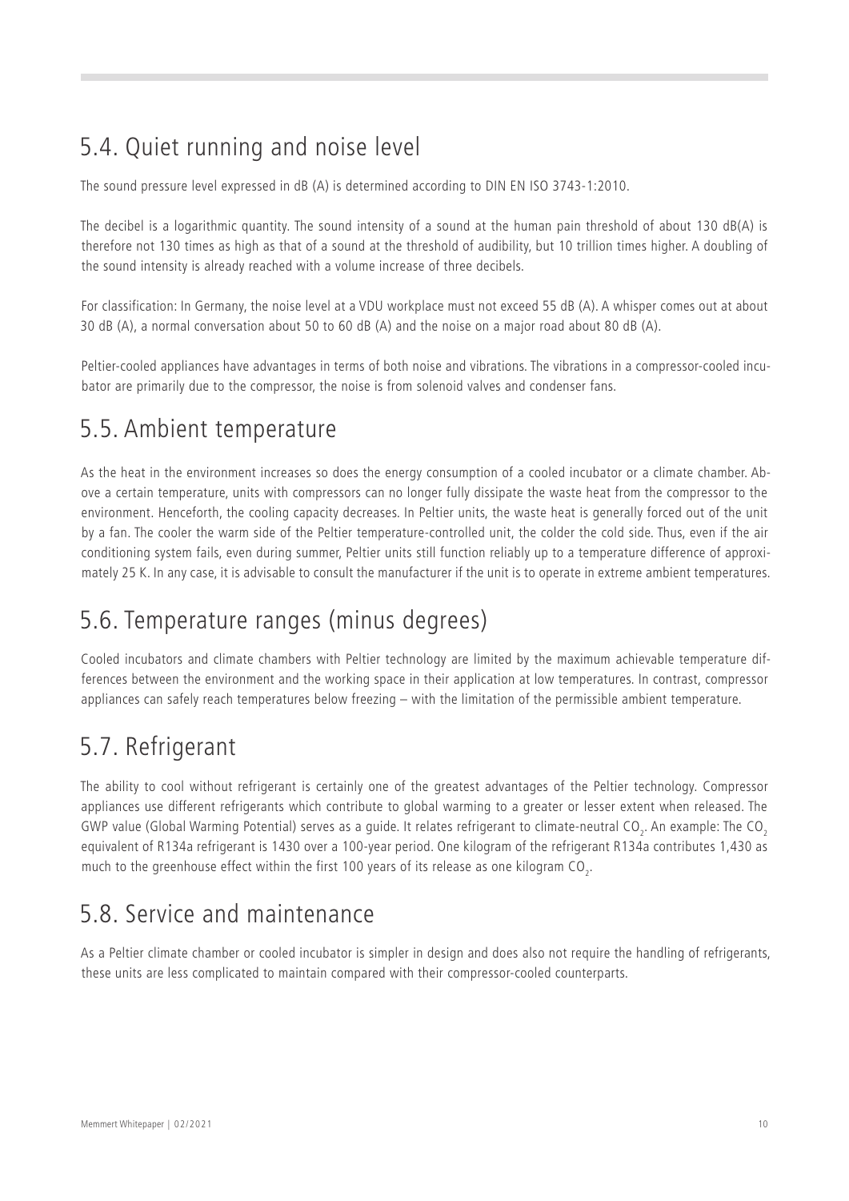## 5.4. Quiet running and noise level

The sound pressure level expressed in dB (A) is determined according to DIN EN ISO 3743-1:2010.

The decibel is a logarithmic quantity. The sound intensity of a sound at the human pain threshold of about 130 dB(A) is therefore not 130 times as high as that of a sound at the threshold of audibility, but 10 trillion times higher. A doubling of the sound intensity is already reached with a volume increase of three decibels.

For classification: In Germany, the noise level at a VDU workplace must not exceed 55 dB (A). A whisper comes out at about 30 dB (A), a normal conversation about 50 to 60 dB (A) and the noise on a major road about 80 dB (A).

Peltier-cooled appliances have advantages in terms of both noise and vibrations. The vibrations in a compressor-cooled incubator are primarily due to the compressor, the noise is from solenoid valves and condenser fans.

## 5.5. Ambient temperature

As the heat in the environment increases so does the energy consumption of a cooled incubator or a climate chamber. Above a certain temperature, units with compressors can no longer fully dissipate the waste heat from the compressor to the environment. Henceforth, the cooling capacity decreases. In Peltier units, the waste heat is generally forced out of the unit by a fan. The cooler the warm side of the Peltier temperature-controlled unit, the colder the cold side. Thus, even if the air conditioning system fails, even during summer, Peltier units still function reliably up to a temperature difference of approximately 25 K. In any case, it is advisable to consult the manufacturer if the unit is to operate in extreme ambient temperatures.

## 5.6. Temperature ranges (minus degrees)

Cooled incubators and climate chambers with Peltier technology are limited by the maximum achievable temperature differences between the environment and the working space in their application at low temperatures. In contrast, compressor appliances can safely reach temperatures below freezing – with the limitation of the permissible ambient temperature.

## 5.7. Refrigerant

The ability to cool without refrigerant is certainly one of the greatest advantages of the Peltier technology. Compressor appliances use different refrigerants which contribute to global warming to a greater or lesser extent when released. The GWP value (Global Warming Potential) serves as a guide. It relates refrigerant to climate-neutral $CO_2$. An example: The $CO_2$ equivalent of R134a refrigerant is 1430 over a 100-year period. One kilogram of the refrigerant R134a contributes 1,430 as much to the greenhouse effect within the first 100 years of its release as one kilogram $CO_2$.

## 5.8. Service and maintenance

As a Peltier climate chamber or cooled incubator is simpler in design and does also not require the handling of refrigerants, these units are less complicated to maintain compared with their compressor-cooled counterparts.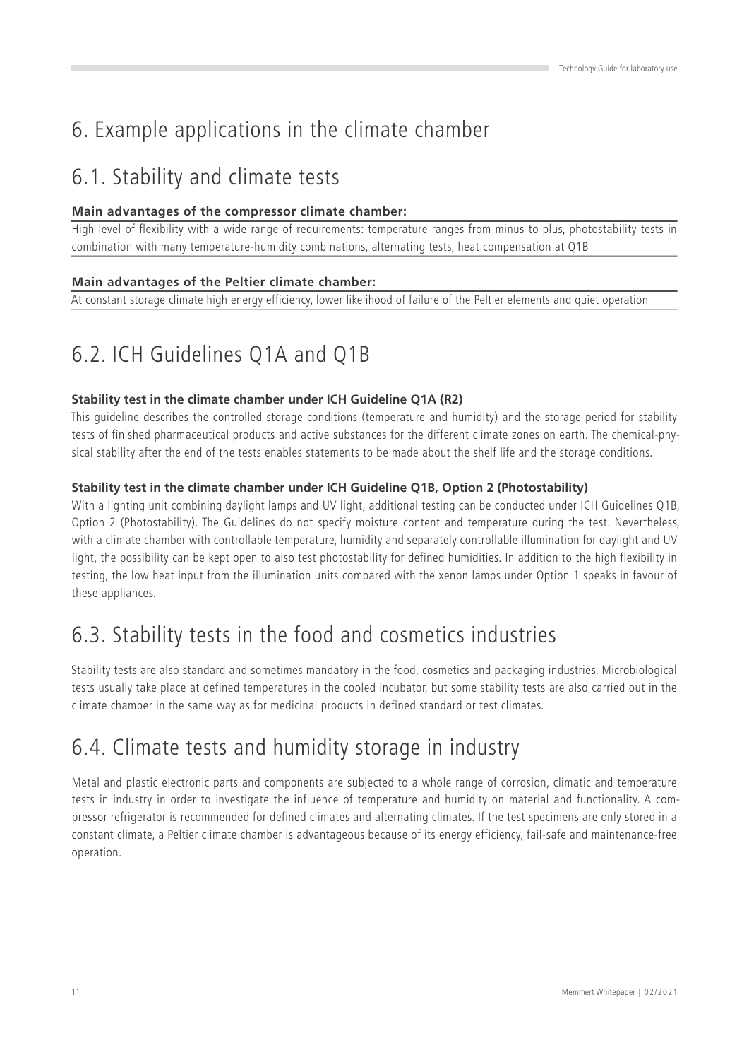# 6. Example applications in the climate chamber

## 6.1. Stability and climate tests

**Main advantages of the compressor climate chamber:**

High level of flexibility with a wide range of requirements: temperature ranges from minus to plus, photostability tests in combination with many temperature-humidity combinations, alternating tests, heat compensation at Q1B

**Main advantages of the Peltier climate chamber:**

At constant storage climate high energy efficiency, lower likelihood of failure of the Peltier elements and quiet operation

## 6.2. ICH Guidelines Q1A and Q1B

**Stability test in the climate chamber under ICH Guideline Q1A (R2)**

This guideline describes the controlled storage conditions (temperature and humidity) and the storage period for stability tests of finished pharmaceutical products and active substances for the different climate zones on earth. The chemical-physical stability after the end of the tests enables statements to be made about the shelf life and the storage conditions.

**Stability test in the climate chamber under ICH Guideline Q1B, Option 2 (Photostability)**

With a lighting unit combining daylight lamps and UV light, additional testing can be conducted under ICH Guidelines Q1B, Option 2 (Photostability). The Guidelines do not specify moisture content and temperature during the test. Nevertheless, with a climate chamber with controllable temperature, humidity and separately controllable illumination for daylight and UV light, the possibility can be kept open to also test photostability for defined humidities. In addition to the high flexibility in testing, the low heat input from the illumination units compared with the xenon lamps under Option 1 speaks in favour of these appliances.

## 6.3. Stability tests in the food and cosmetics industries

Stability tests are also standard and sometimes mandatory in the food, cosmetics and packaging industries. Microbiological tests usually take place at defined temperatures in the cooled incubator, but some stability tests are also carried out in the climate chamber in the same way as for medicinal products in defined standard or test climates.

## 6.4. Climate tests and humidity storage in industry

Metal and plastic electronic parts and components are subjected to a whole range of corrosion, climatic and temperature tests in industry in order to investigate the influence of temperature and humidity on material and functionality. A compressor refrigerator is recommended for defined climates and alternating climates. If the test specimens are only stored in a constant climate, a Peltier climate chamber is advantageous because of its energy efficiency, fail-safe and maintenance-free operation.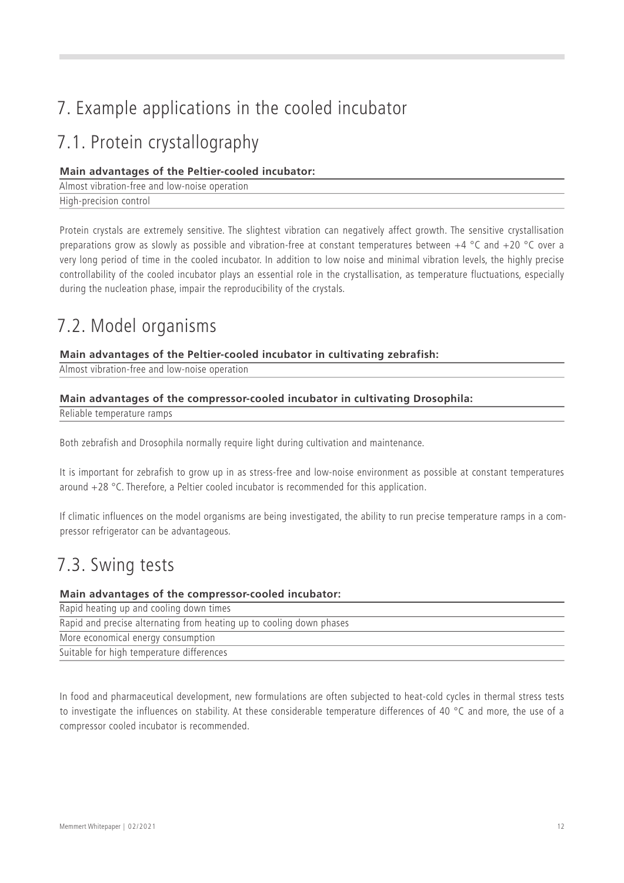# 7. Example applications in the cooled incubator

## 7.1. Protein crystallography

| Main advantages of the Peltier-cooled incubator: |
|---|
| Almost vibration-free and low-noise operation |
| High-precision control |

Protein crystals are extremely sensitive. The slightest vibration can negatively affect growth. The sensitive crystallisation preparations grow as slowly as possible and vibration-free at constant temperatures between +4 °C and +20 °C over a very long period of time in the cooled incubator. In addition to low noise and minimal vibration levels, the highly precise controllability of the cooled incubator plays an essential role in the crystallisation, as temperature fluctuations, especially during the nucleation phase, impair the reproducibility of the crystals.

## 7.2. Model organisms

| Main advantages of the Peltier-cooled incubator in cultivating zebrafish: |
|---|
| Almost vibration-free and low-noise operation |

| Main advantages of the compressor-cooled incubator in cultivating Drosophila: |
|---|
| Reliable temperature ramps |

Both zebrafish and Drosophila normally require light during cultivation and maintenance.

It is important for zebrafish to grow up in as stress-free and low-noise environment as possible at constant temperatures around +28 °C. Therefore, a Peltier cooled incubator is recommended for this application.

If climatic influences on the model organisms are being investigated, the ability to run precise temperature ramps in a compressor refrigerator can be advantageous.

## 7.3. Swing tests

| Main advantages of the compressor-cooled incubator: |
|---|
| Rapid heating up and cooling down times |
| Rapid and precise alternating from heating up to cooling down phases |
| More economical energy consumption |
| Suitable for high temperature differences |

In food and pharmaceutical development, new formulations are often subjected to heat-cold cycles in thermal stress tests to investigate the influences on stability. At these considerable temperature differences of 40 °C and more, the use of a compressor cooled incubator is recommended.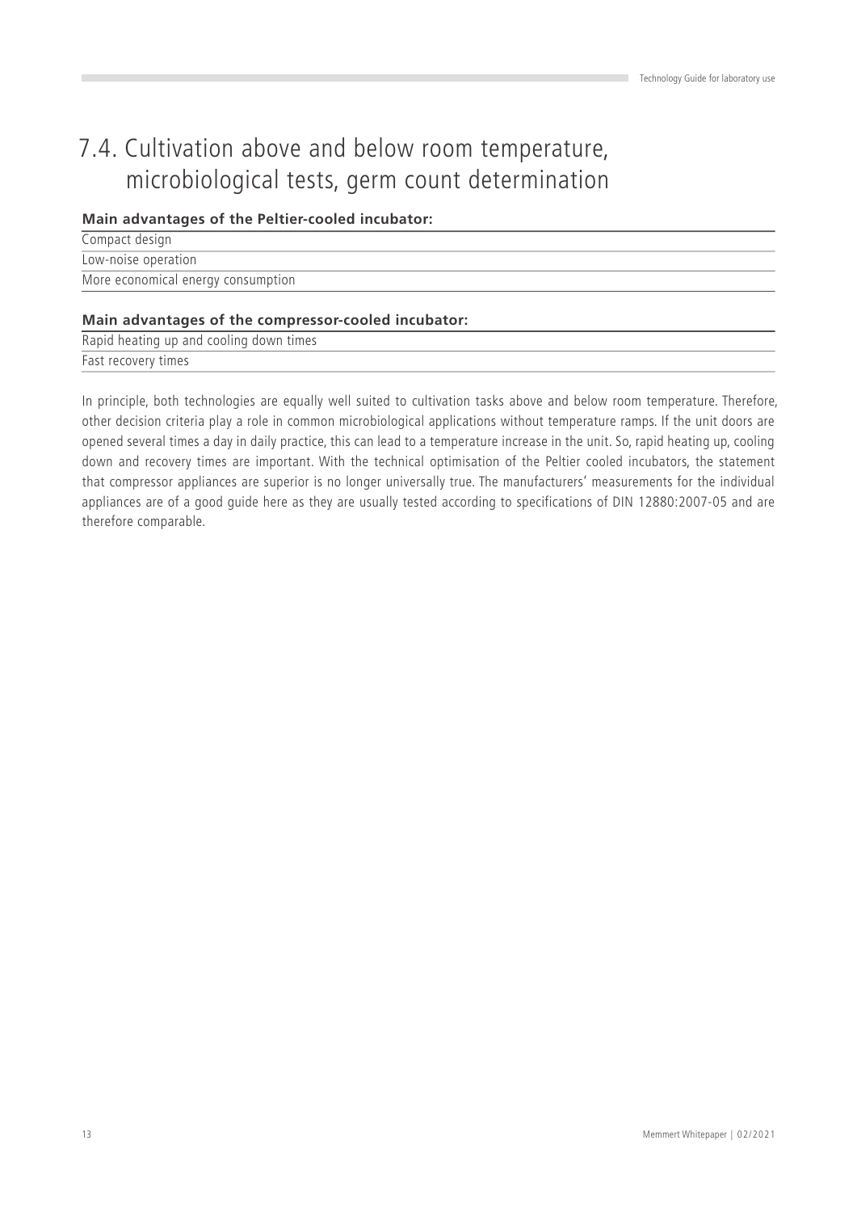## 7.4. Cultivation above and below room temperature, microbiological tests, germ count determination

| Main advantages of the Peltier-cooled incubator: |
| --- |
| Compact design |
| Low-noise operation |
| More economical energy consumption |

| Main advantages of the compressor-cooled incubator: |
| --- |
| Rapid heating up and cooling down times |
| Fast recovery times |

In principle, both technologies are equally well suited to cultivation tasks above and below room temperature. Therefore, other decision criteria play a role in common microbiological applications without temperature ramps. If the unit doors are opened several times a day in daily practice, this can lead to a temperature increase in the unit. So, rapid heating up, cooling down and recovery times are important. With the technical optimisation of the Peltier cooled incubators, the statement that compressor appliances are superior is no longer universally true. The manufacturers' measurements for the individual appliances are of a good guide here as they are usually tested according to specifications of DIN 12880:2007-05 and are therefore comparable.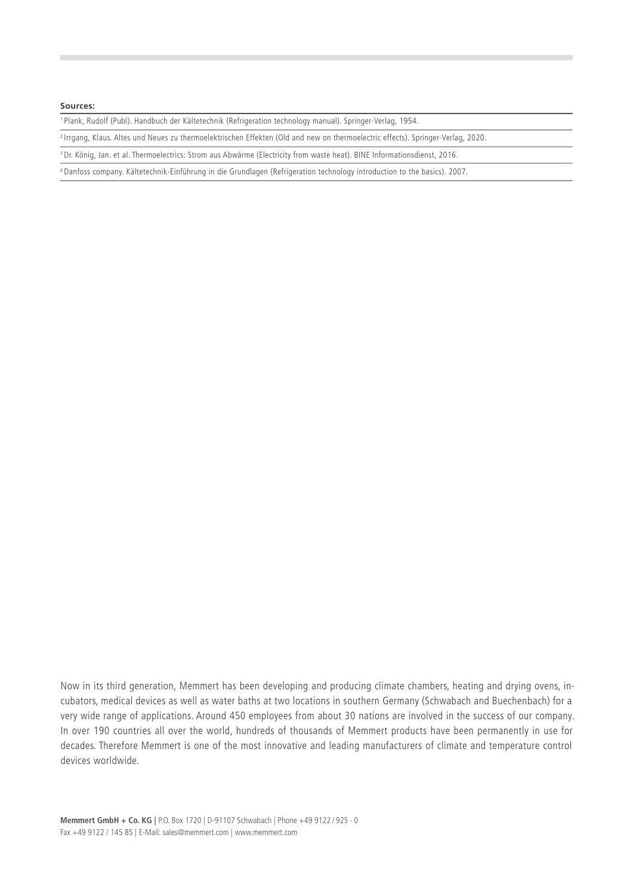**Sources:**

[1] Plank, Rudolf (Publ). Handbuch der Kältetechnik (Refrigeration technology manual). Springer-Verlag, 1954.

[2] Irrgang, Klaus. Altes und Neues zu thermoelektrischen Effekten (Old and new on thermoelectric effects). Springer-Verlag, 2020.

[3] Dr. König, Jan. et al. Thermoelectrics: Strom aus Abwärme (Electricity from waste heat). BINE Informationsdienst, 2016.

[4] Danfoss company. Kältetechnik-Einführung in die Grundlagen (Refrigeration technology introduction to the basics). 2007.

Now in its third generation, Memmert has been developing and producing climate chambers, heating and drying ovens, incubators, medical devices as well as water baths at two locations in southern Germany (Schwabach and Buechenbach) for a very wide range of applications. Around 450 employees from about 30 nations are involved in the success of our company. In over 190 countries all over the world, hundreds of thousands of Memmert products have been permanently in use for decades. Therefore Memmert is one of the most innovative and leading manufacturers of climate and temperature control devices worldwide.

**Memmert GmbH + Co. KG |** P.O. Box 1720 | D-91107 Schwabach | Phone +49 9122 / 925 - 0
Fax +49 9122 / 145 85 | E-Mail: sales@memmert.com | www.memmert.com